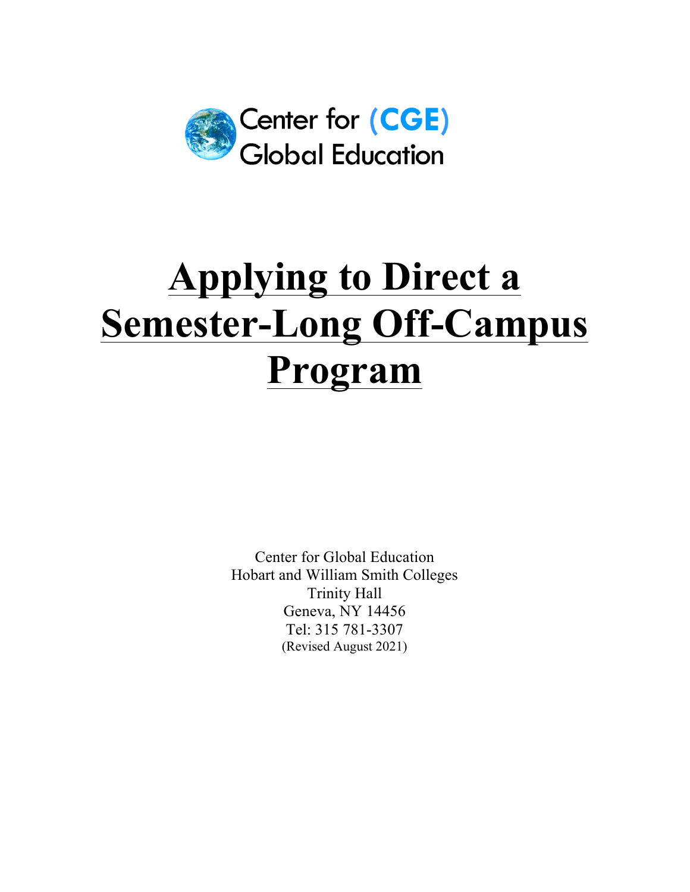Center for (CGE) Global Education

# Applying to Direct a Semester-Long Off-Campus Program

Center for Global Education
Hobart and William Smith Colleges
Trinity Hall
Geneva, NY 14456
Tel: 315 781-3307
(Revised August 2021)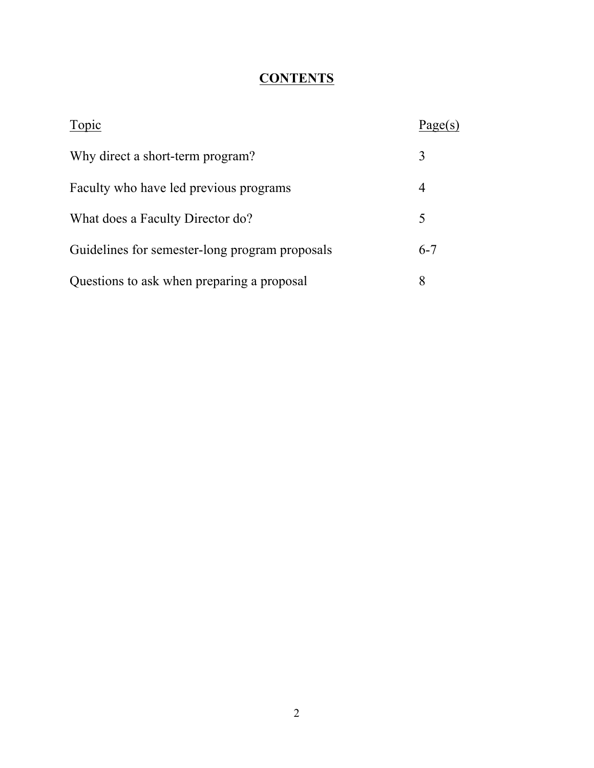# **CONTENTS**

| Topic | Page(s) |
|---|---|
| Why direct a short-term program? | 3 |
| Faculty who have led previous programs | 4 |
| What does a Faculty Director do? | 5 |
| Guidelines for semester-long program proposals | 6-7 |
| Questions to ask when preparing a proposal | 8 |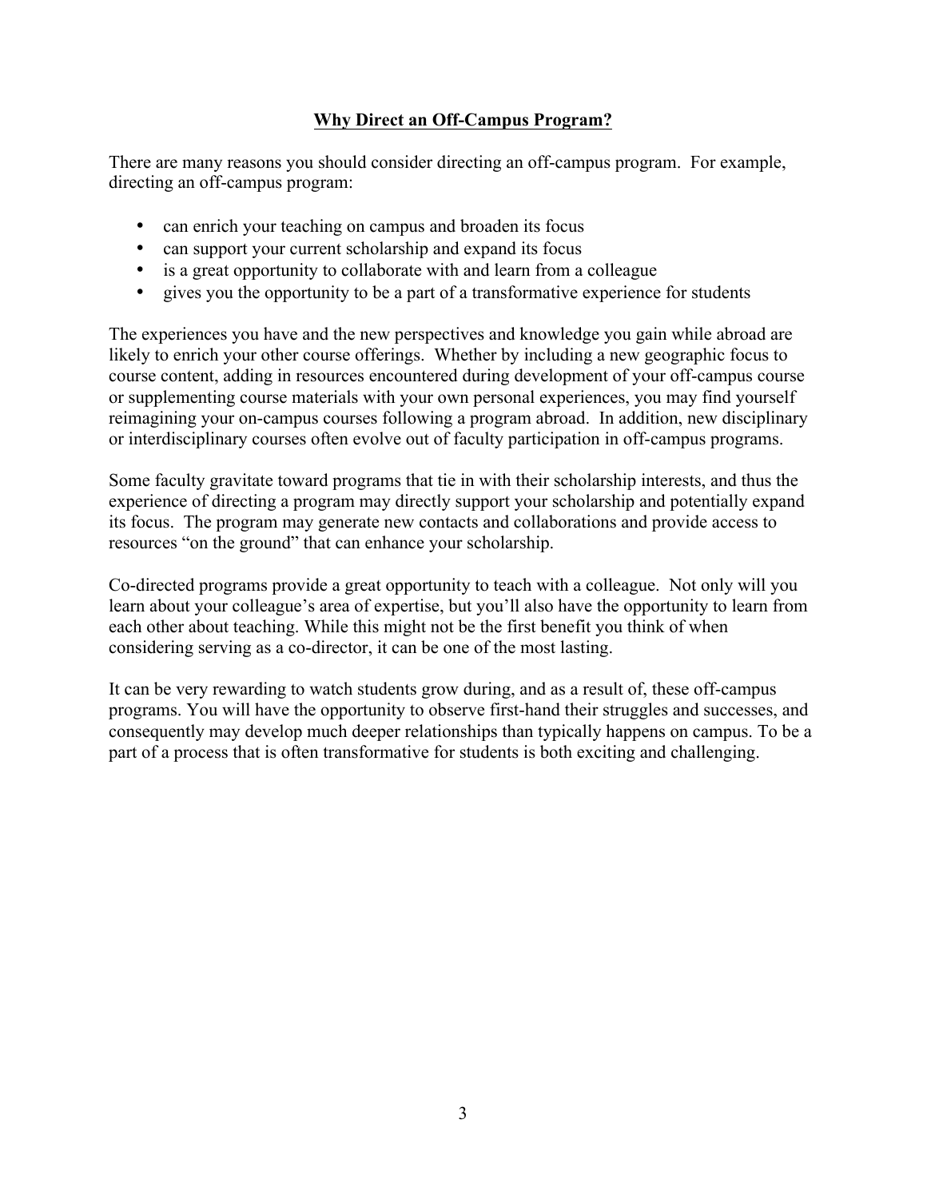## Why Direct an Off-Campus Program?

There are many reasons you should consider directing an off-campus program. For example, directing an off-campus program:

- can enrich your teaching on campus and broaden its focus
- can support your current scholarship and expand its focus
- is a great opportunity to collaborate with and learn from a colleague
- gives you the opportunity to be a part of a transformative experience for students

The experiences you have and the new perspectives and knowledge you gain while abroad are likely to enrich your other course offerings. Whether by including a new geographic focus to course content, adding in resources encountered during development of your off-campus course or supplementing course materials with your own personal experiences, you may find yourself reimagining your on-campus courses following a program abroad. In addition, new disciplinary or interdisciplinary courses often evolve out of faculty participation in off-campus programs.

Some faculty gravitate toward programs that tie in with their scholarship interests, and thus the experience of directing a program may directly support your scholarship and potentially expand its focus. The program may generate new contacts and collaborations and provide access to resources "on the ground" that can enhance your scholarship.

Co-directed programs provide a great opportunity to teach with a colleague. Not only will you learn about your colleague's area of expertise, but you'll also have the opportunity to learn from each other about teaching. While this might not be the first benefit you think of when considering serving as a co-director, it can be one of the most lasting.

It can be very rewarding to watch students grow during, and as a result of, these off-campus programs. You will have the opportunity to observe first-hand their struggles and successes, and consequently may develop much deeper relationships than typically happens on campus. To be a part of a process that is often transformative for students is both exciting and challenging.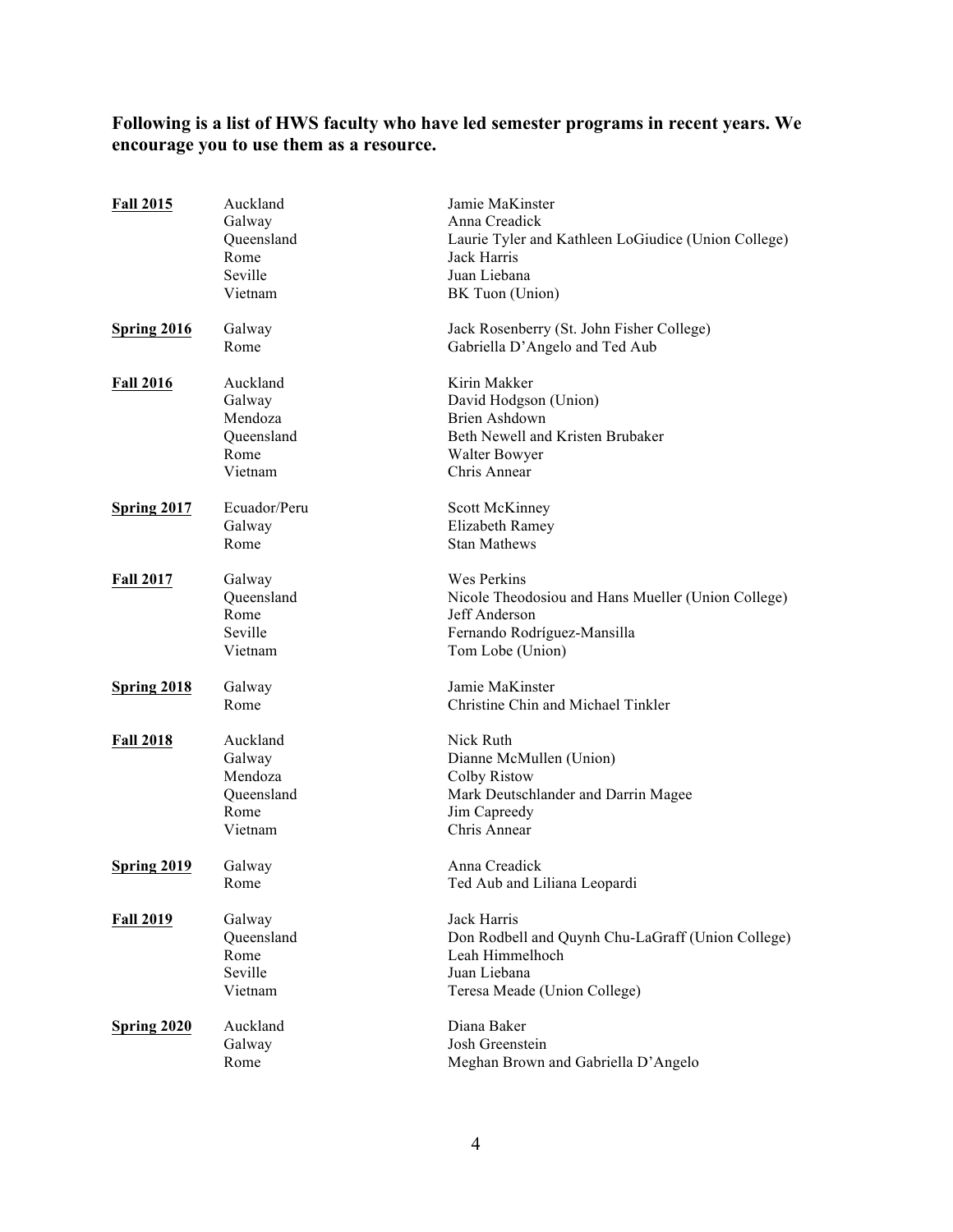**Following is a list of HWS faculty who have led semester programs in recent years. We encourage you to use them as a resource.**

| Semester | Location | Faculty |
|---|---|---|
| **Fall 2015** | Auckland | Jamie MaKinster |
| | Galway | Anna Creadick |
| | Queensland | Laurie Tyler and Kathleen LoGiudice (Union College) |
| | Rome | Jack Harris |
| | Seville | Juan Liebana |
| | Vietnam | BK Tuon (Union) |
| **Spring 2016** | Galway | Jack Rosenberry (St. John Fisher College) |
| | Rome | Gabriella D'Angelo and Ted Aub |
| **Fall 2016** | Auckland | Kirin Makker |
| | Galway | David Hodgson (Union) |
| | Mendoza | Brien Ashdown |
| | Queensland | Beth Newell and Kristen Brubaker |
| | Rome | Walter Bowyer |
| | Vietnam | Chris Annear |
| **Spring 2017** | Ecuador/Peru | Scott McKinney |
| | Galway | Elizabeth Ramey |
| | Rome | Stan Mathews |
| **Fall 2017** | Galway | Wes Perkins |
| | Queensland | Nicole Theodosiou and Hans Mueller (Union College) |
| | Rome | Jeff Anderson |
| | Seville | Fernando Rodríguez-Mansilla |
| | Vietnam | Tom Lobe (Union) |
| **Spring 2018** | Galway | Jamie MaKinster |
| | Rome | Christine Chin and Michael Tinkler |
| **Fall 2018** | Auckland | Nick Ruth |
| | Galway | Dianne McMullen (Union) |
| | Mendoza | Colby Ristow |
| | Queensland | Mark Deutschlander and Darrin Magee |
| | Rome | Jim Capreedy |
| | Vietnam | Chris Annear |
| **Spring 2019** | Galway | Anna Creadick |
| | Rome | Ted Aub and Liliana Leopardi |
| **Fall 2019** | Galway | Jack Harris |
| | Queensland | Don Rodbell and Quynh Chu-LaGraff (Union College) |
| | Rome | Leah Himmelhoch |
| | Seville | Juan Liebana |
| | Vietnam | Teresa Meade (Union College) |
| **Spring 2020** | Auckland | Diana Baker |
| | Galway | Josh Greenstein |
| | Rome | Meghan Brown and Gabriella D'Angelo |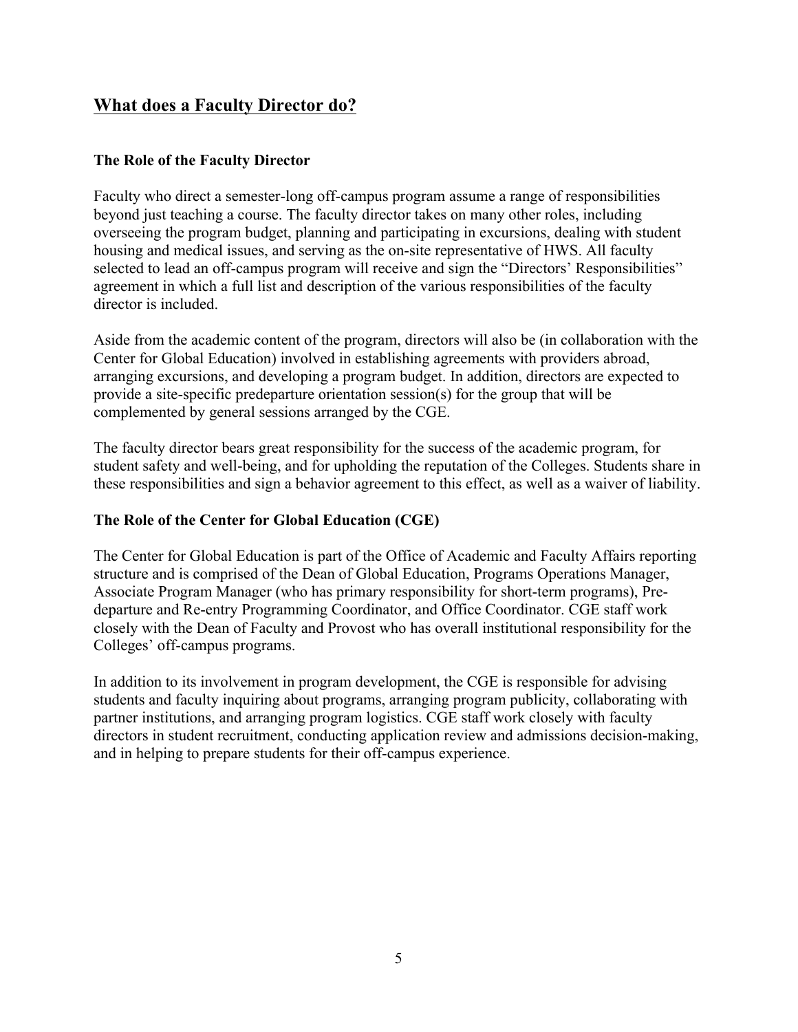## What does a Faculty Director do?

### The Role of the Faculty Director

Faculty who direct a semester-long off-campus program assume a range of responsibilities beyond just teaching a course. The faculty director takes on many other roles, including overseeing the program budget, planning and participating in excursions, dealing with student housing and medical issues, and serving as the on-site representative of HWS. All faculty selected to lead an off-campus program will receive and sign the "Directors' Responsibilities" agreement in which a full list and description of the various responsibilities of the faculty director is included.

Aside from the academic content of the program, directors will also be (in collaboration with the Center for Global Education) involved in establishing agreements with providers abroad, arranging excursions, and developing a program budget. In addition, directors are expected to provide a site-specific predeparture orientation session(s) for the group that will be complemented by general sessions arranged by the CGE.

The faculty director bears great responsibility for the success of the academic program, for student safety and well-being, and for upholding the reputation of the Colleges. Students share in these responsibilities and sign a behavior agreement to this effect, as well as a waiver of liability.

### The Role of the Center for Global Education (CGE)

The Center for Global Education is part of the Office of Academic and Faculty Affairs reporting structure and is comprised of the Dean of Global Education, Programs Operations Manager, Associate Program Manager (who has primary responsibility for short-term programs), Pre-departure and Re-entry Programming Coordinator, and Office Coordinator. CGE staff work closely with the Dean of Faculty and Provost who has overall institutional responsibility for the Colleges' off-campus programs.

In addition to its involvement in program development, the CGE is responsible for advising students and faculty inquiring about programs, arranging program publicity, collaborating with partner institutions, and arranging program logistics. CGE staff work closely with faculty directors in student recruitment, conducting application review and admissions decision-making, and in helping to prepare students for their off-campus experience.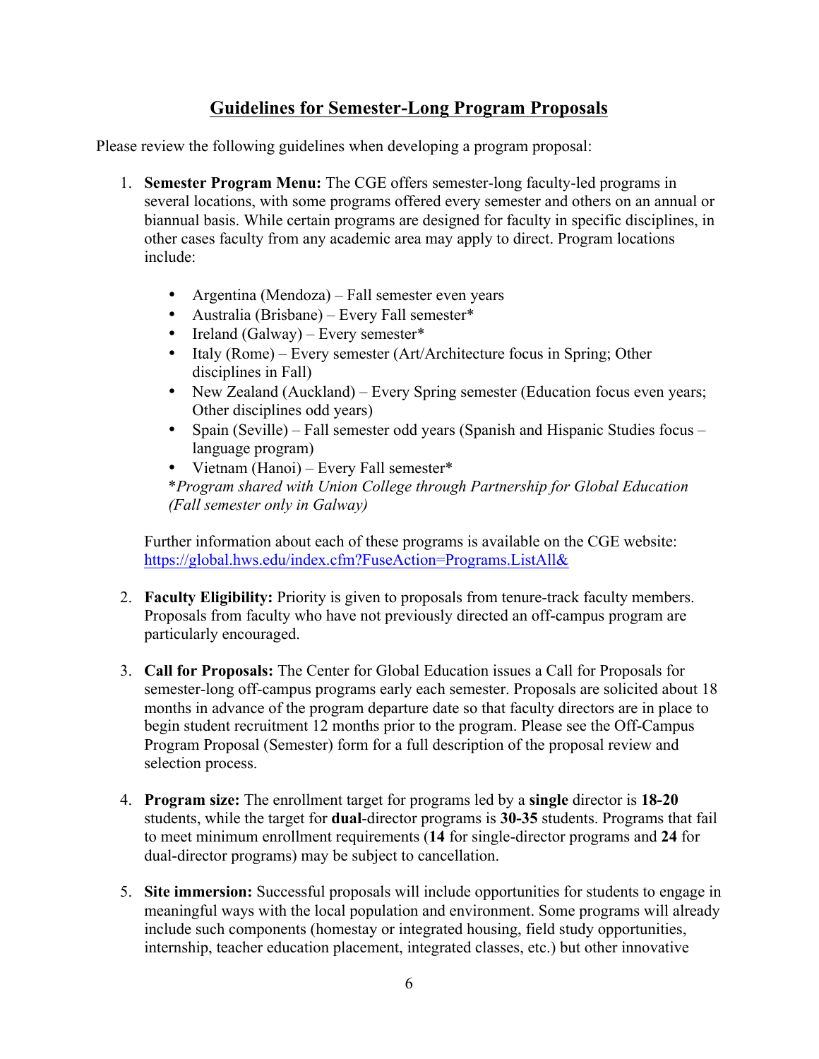## Guidelines for Semester-Long Program Proposals

Please review the following guidelines when developing a program proposal:

1. **Semester Program Menu:** The CGE offers semester-long faculty-led programs in several locations, with some programs offered every semester and others on an annual or biannual basis. While certain programs are designed for faculty in specific disciplines, in other cases faculty from any academic area may apply to direct. Program locations include:

    - Argentina (Mendoza) – Fall semester even years
    - Australia (Brisbane) – Every Fall semester*
    - Ireland (Galway) – Every semester*
    - Italy (Rome) – Every semester (Art/Architecture focus in Spring; Other disciplines in Fall)
    - New Zealand (Auckland) – Every Spring semester (Education focus even years; Other disciplines odd years)
    - Spain (Seville) – Fall semester odd years (Spanish and Hispanic Studies focus – language program)
    - Vietnam (Hanoi) – Every Fall semester*

    **Program shared with Union College through Partnership for Global Education (Fall semester only in Galway)*

    Further information about each of these programs is available on the CGE website: https://global.hws.edu/index.cfm?FuseAction=Programs.ListAll&

2. **Faculty Eligibility:** Priority is given to proposals from tenure-track faculty members. Proposals from faculty who have not previously directed an off-campus program are particularly encouraged.

3. **Call for Proposals:** The Center for Global Education issues a Call for Proposals for semester-long off-campus programs early each semester. Proposals are solicited about 18 months in advance of the program departure date so that faculty directors are in place to begin student recruitment 12 months prior to the program. Please see the Off-Campus Program Proposal (Semester) form for a full description of the proposal review and selection process.

4. **Program size:** The enrollment target for programs led by a **single** director is **18-20** students, while the target for **dual**-director programs is **30-35** students. Programs that fail to meet minimum enrollment requirements (**14** for single-director programs and **24** for dual-director programs) may be subject to cancellation.

5. **Site immersion:** Successful proposals will include opportunities for students to engage in meaningful ways with the local population and environment. Some programs will already include such components (homestay or integrated housing, field study opportunities, internship, teacher education placement, integrated classes, etc.) but other innovative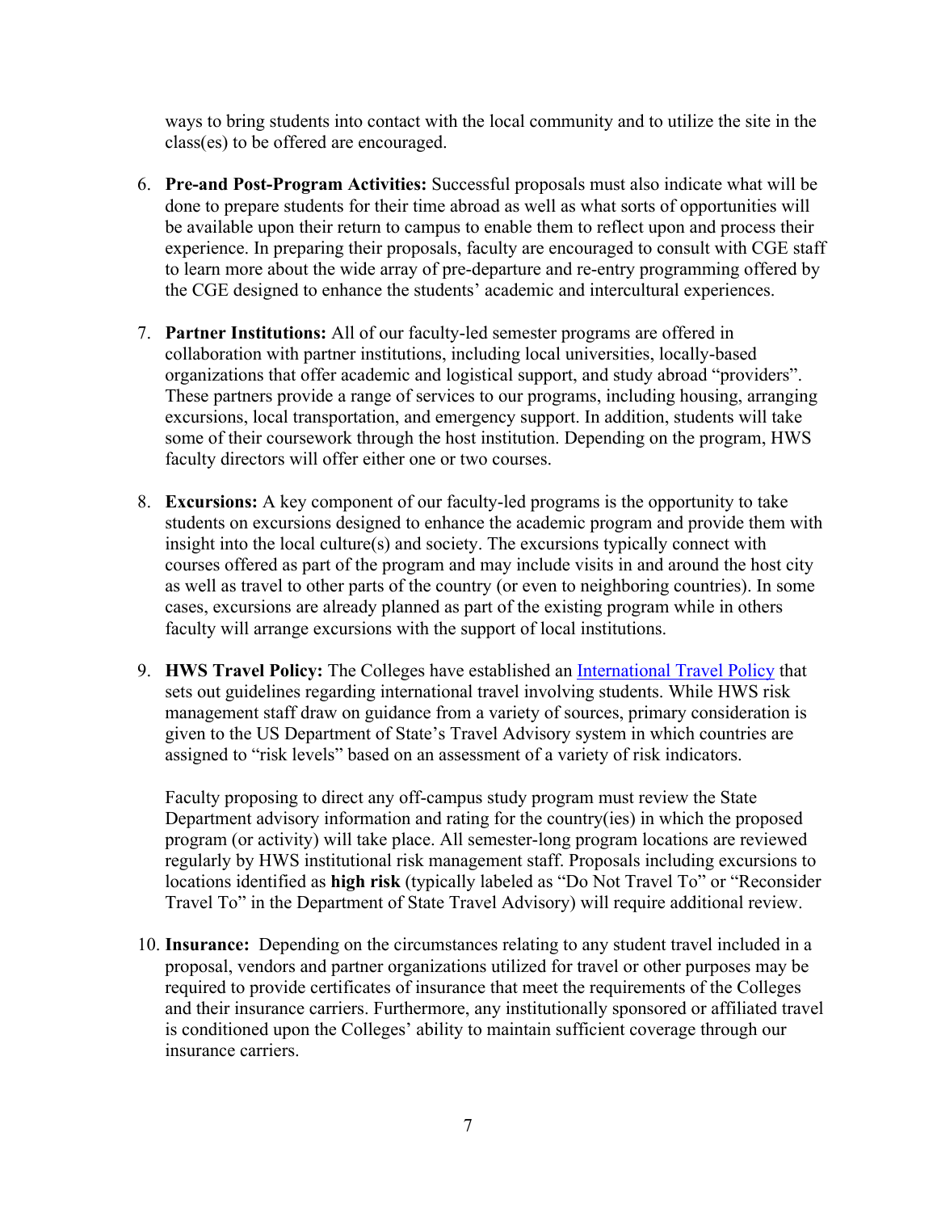ways to bring students into contact with the local community and to utilize the site in the class(es) to be offered are encouraged.

6. **Pre-and Post-Program Activities:** Successful proposals must also indicate what will be done to prepare students for their time abroad as well as what sorts of opportunities will be available upon their return to campus to enable them to reflect upon and process their experience. In preparing their proposals, faculty are encouraged to consult with CGE staff to learn more about the wide array of pre-departure and re-entry programming offered by the CGE designed to enhance the students' academic and intercultural experiences.

7. **Partner Institutions:** All of our faculty-led semester programs are offered in collaboration with partner institutions, including local universities, locally-based organizations that offer academic and logistical support, and study abroad "providers". These partners provide a range of services to our programs, including housing, arranging excursions, local transportation, and emergency support. In addition, students will take some of their coursework through the host institution. Depending on the program, HWS faculty directors will offer either one or two courses.

8. **Excursions:** A key component of our faculty-led programs is the opportunity to take students on excursions designed to enhance the academic program and provide them with insight into the local culture(s) and society. The excursions typically connect with courses offered as part of the program and may include visits in and around the host city as well as travel to other parts of the country (or even to neighboring countries). In some cases, excursions are already planned as part of the existing program while in others faculty will arrange excursions with the support of local institutions.

9. **HWS Travel Policy:** The Colleges have established an International Travel Policy that sets out guidelines regarding international travel involving students. While HWS risk management staff draw on guidance from a variety of sources, primary consideration is given to the US Department of State's Travel Advisory system in which countries are assigned to "risk levels" based on an assessment of a variety of risk indicators.

   Faculty proposing to direct any off-campus study program must review the State Department advisory information and rating for the country(ies) in which the proposed program (or activity) will take place. All semester-long program locations are reviewed regularly by HWS institutional risk management staff. Proposals including excursions to locations identified as **high risk** (typically labeled as "Do Not Travel To" or "Reconsider Travel To" in the Department of State Travel Advisory) will require additional review.

10. **Insurance:** Depending on the circumstances relating to any student travel included in a proposal, vendors and partner organizations utilized for travel or other purposes may be required to provide certificates of insurance that meet the requirements of the Colleges and their insurance carriers. Furthermore, any institutionally sponsored or affiliated travel is conditioned upon the Colleges' ability to maintain sufficient coverage through our insurance carriers.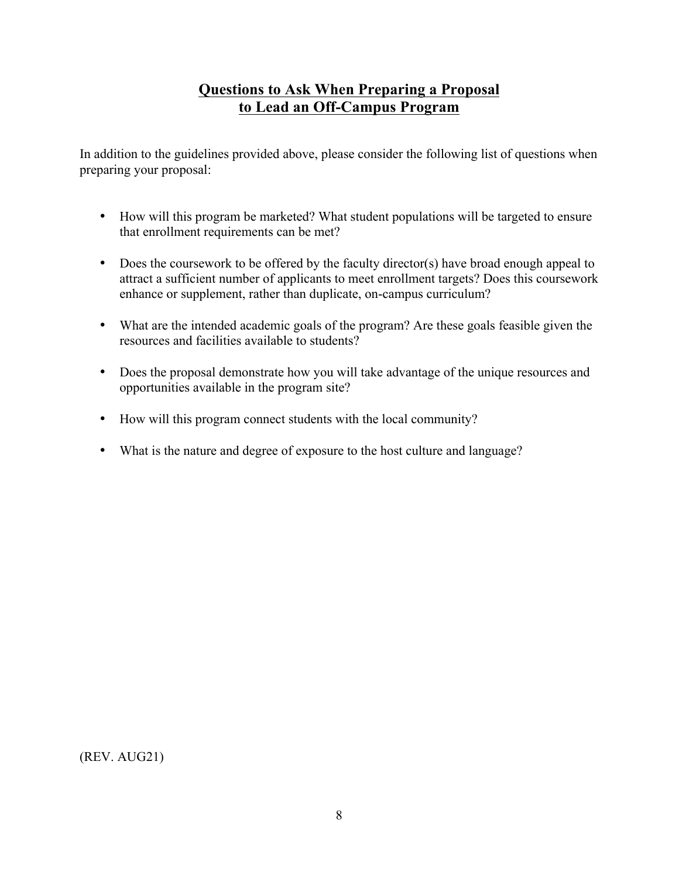## Questions to Ask When Preparing a Proposal to Lead an Off-Campus Program

In addition to the guidelines provided above, please consider the following list of questions when preparing your proposal:

- How will this program be marketed? What student populations will be targeted to ensure that enrollment requirements can be met?
- Does the coursework to be offered by the faculty director(s) have broad enough appeal to attract a sufficient number of applicants to meet enrollment targets? Does this coursework enhance or supplement, rather than duplicate, on-campus curriculum?
- What are the intended academic goals of the program? Are these goals feasible given the resources and facilities available to students?
- Does the proposal demonstrate how you will take advantage of the unique resources and opportunities available in the program site?
- How will this program connect students with the local community?
- What is the nature and degree of exposure to the host culture and language?

(REV. AUG21)